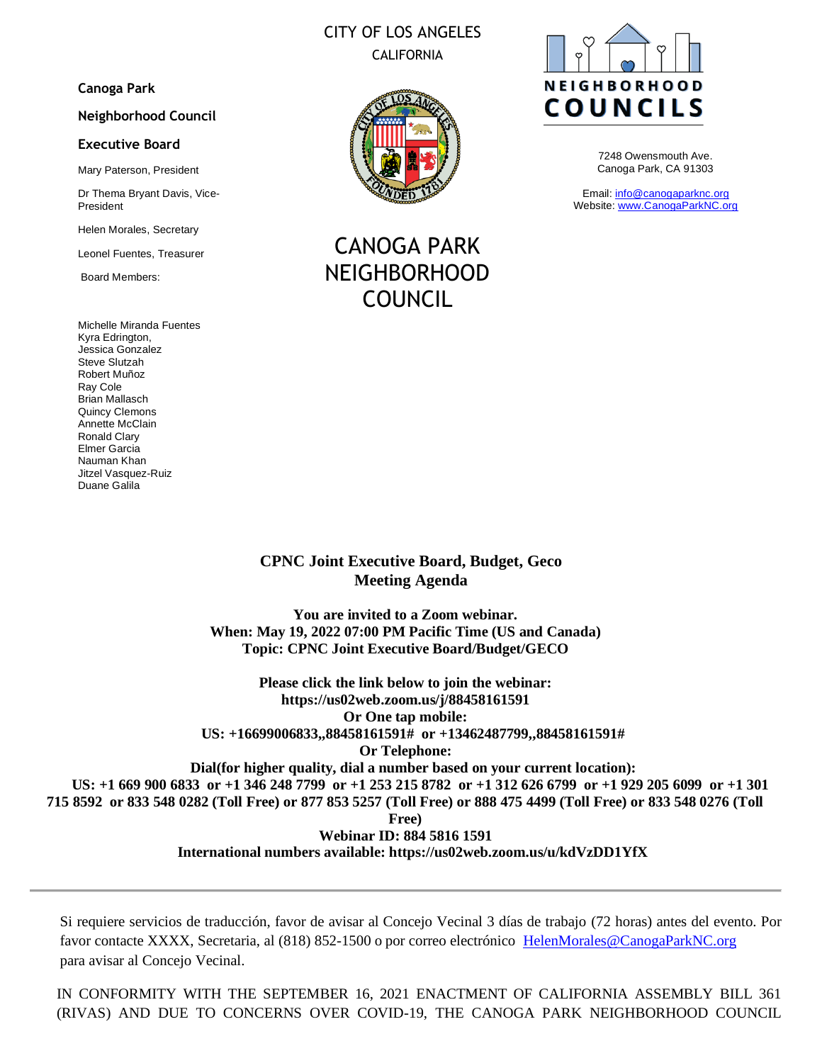CITY OF LOS ANGELES
CALIFORNIA

**Canoga Park**

**Neighborhood Council**

**Executive Board**

Mary Paterson, President

Dr Thema Bryant Davis, Vice-President

Helen Morales, Secretary

Leonel Fuentes, Treasurer

Board Members:

Michelle Miranda Fuentes
Kyra Edrington,
Jessica Gonzalez
Steve Slutzah
Robert Muñoz
Ray Cole
Brian Mallasch
Quincy Clemons
Annette McClain
Ronald Clary
Elmer Garcia
Nauman Khan
Jitzel Vasquez-Ruiz
Duane Galila

# CANOGA PARK NEIGHBORHOOD COUNCIL

NEIGHBORHOOD COUNCILS

7248 Owensmouth Ave.
Canoga Park, CA 91303

Email: info@canogaparknc.org
Website: www.CanogaParkNC.org

## CPNC Joint Executive Board, Budget, Geco Meeting Agenda

**You are invited to a Zoom webinar.**
**When: May 19, 2022 07:00 PM Pacific Time (US and Canada)**
**Topic: CPNC Joint Executive Board/Budget/GECO**

**Please click the link below to join the webinar:**
**https://us02web.zoom.us/j/88458161591**
**Or One tap mobile:**
**US: +16699006833,,88458161591# or +13462487799,,88458161591#**
**Or Telephone:**
**Dial(for higher quality, dial a number based on your current location):**
**US: +1 669 900 6833 or +1 346 248 7799 or +1 253 215 8782 or +1 312 626 6799 or +1 929 205 6099 or +1 301 715 8592 or 833 548 0282 (Toll Free) or 877 853 5257 (Toll Free) or 888 475 4499 (Toll Free) or 833 548 0276 (Toll Free)**
**Webinar ID: 884 5816 1591**
**International numbers available: https://us02web.zoom.us/u/kdVzDD1YfX**

---

Si requiere servicios de traducción, favor de avisar al Concejo Vecinal 3 días de trabajo (72 horas) antes del evento. Por favor contacte XXXX, Secretaria, al (818) 852-1500 o por correo electrónico HelenMorales@CanogaParkNC.org para avisar al Concejo Vecinal.

IN CONFORMITY WITH THE SEPTEMBER 16, 2021 ENACTMENT OF CALIFORNIA ASSEMBLY BILL 361 (RIVAS) AND DUE TO CONCERNS OVER COVID-19, THE CANOGA PARK NEIGHBORHOOD COUNCIL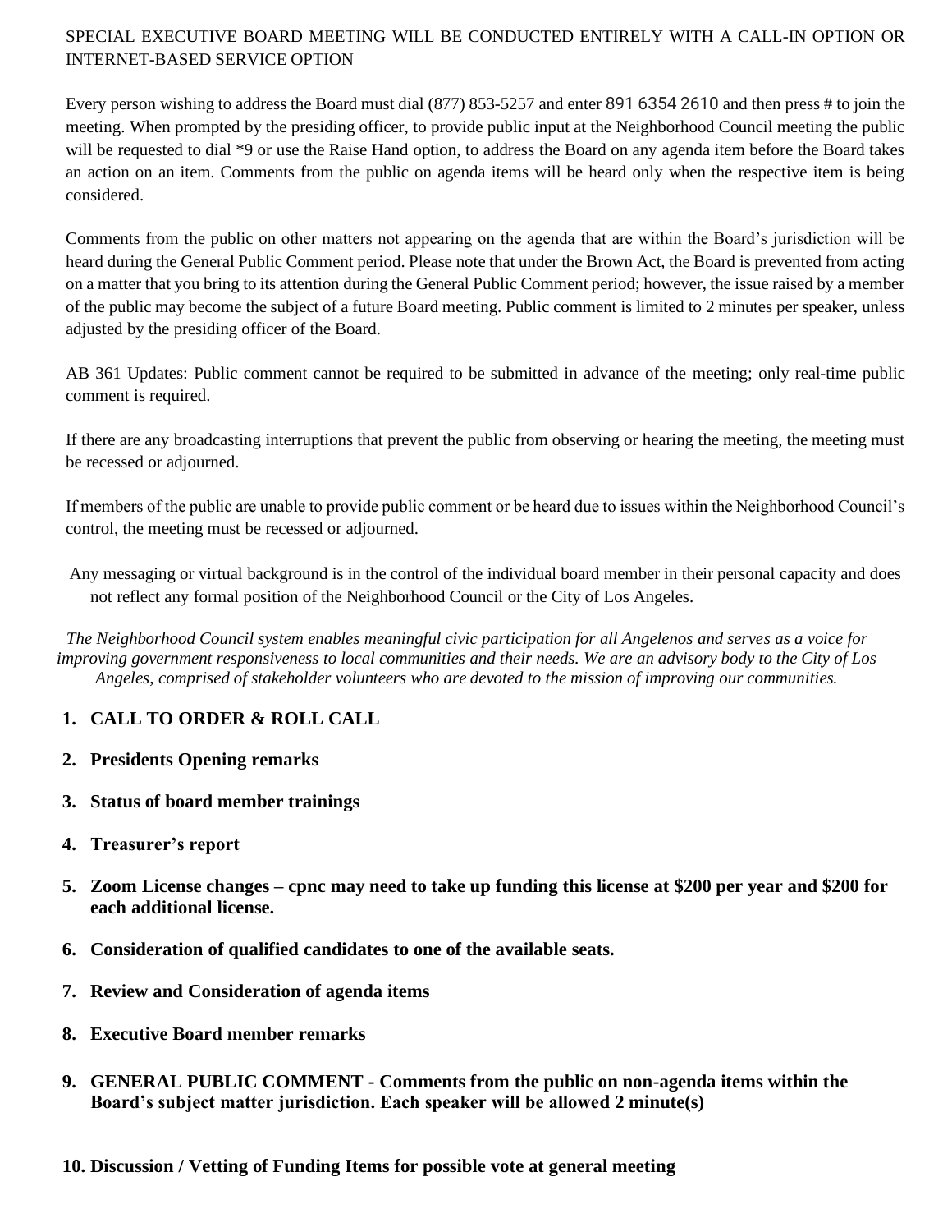SPECIAL EXECUTIVE BOARD MEETING WILL BE CONDUCTED ENTIRELY WITH A CALL-IN OPTION OR INTERNET-BASED SERVICE OPTION

Every person wishing to address the Board must dial (877) 853-5257 and enter 891 6354 2610 and then press # to join the meeting. When prompted by the presiding officer, to provide public input at the Neighborhood Council meeting the public will be requested to dial *9 or use the Raise Hand option, to address the Board on any agenda item before the Board takes an action on an item. Comments from the public on agenda items will be heard only when the respective item is being considered.

Comments from the public on other matters not appearing on the agenda that are within the Board's jurisdiction will be heard during the General Public Comment period. Please note that under the Brown Act, the Board is prevented from acting on a matter that you bring to its attention during the General Public Comment period; however, the issue raised by a member of the public may become the subject of a future Board meeting. Public comment is limited to 2 minutes per speaker, unless adjusted by the presiding officer of the Board.

AB 361 Updates: Public comment cannot be required to be submitted in advance of the meeting; only real-time public comment is required.

If there are any broadcasting interruptions that prevent the public from observing or hearing the meeting, the meeting must be recessed or adjourned.

If members of the public are unable to provide public comment or be heard due to issues within the Neighborhood Council's control, the meeting must be recessed or adjourned.

Any messaging or virtual background is in the control of the individual board member in their personal capacity and does not reflect any formal position of the Neighborhood Council or the City of Los Angeles.

*The Neighborhood Council system enables meaningful civic participation for all Angelenos and serves as a voice for improving government responsiveness to local communities and their needs. We are an advisory body to the City of Los Angeles, comprised of stakeholder volunteers who are devoted to the mission of improving our communities.*

1. **CALL TO ORDER & ROLL CALL**
2. **Presidents Opening remarks**
3. **Status of board member trainings**
4. **Treasurer's report**
5. **Zoom License changes – cpnc may need to take up funding this license at $200 per year and $200 for each additional license.**
6. **Consideration of qualified candidates to one of the available seats.**
7. **Review and Consideration of agenda items**
8. **Executive Board member remarks**
9. **GENERAL PUBLIC COMMENT - Comments from the public on non-agenda items within the Board's subject matter jurisdiction. Each speaker will be allowed 2 minute(s)**
10. **Discussion / Vetting of Funding Items for possible vote at general meeting**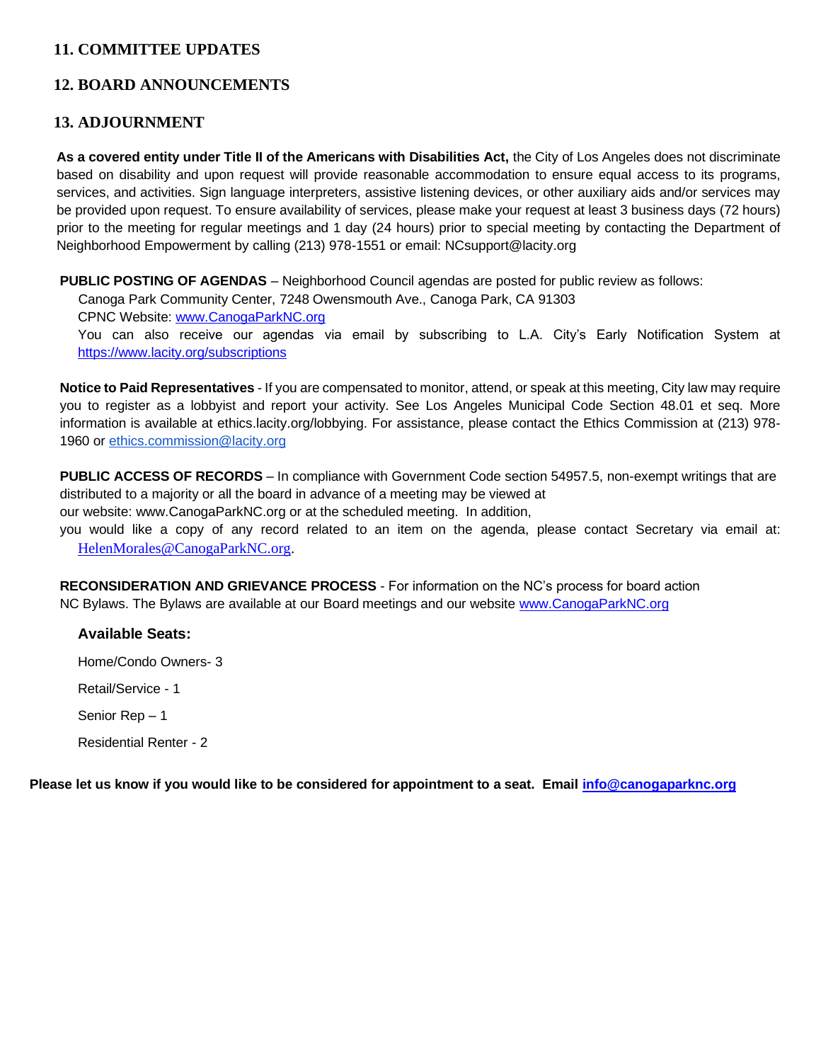## 11. COMMITTEE UPDATES

## 12. BOARD ANNOUNCEMENTS

## 13. ADJOURNMENT

**As a covered entity under Title II of the Americans with Disabilities Act,** the City of Los Angeles does not discriminate based on disability and upon request will provide reasonable accommodation to ensure equal access to its programs, services, and activities. Sign language interpreters, assistive listening devices, or other auxiliary aids and/or services may be provided upon request. To ensure availability of services, please make your request at least 3 business days (72 hours) prior to the meeting for regular meetings and 1 day (24 hours) prior to special meeting by contacting the Department of Neighborhood Empowerment by calling (213) 978-1551 or email: NCsupport@lacity.org

**PUBLIC POSTING OF AGENDAS** – Neighborhood Council agendas are posted for public review as follows:
Canoga Park Community Center, 7248 Owensmouth Ave., Canoga Park, CA 91303
CPNC Website: www.CanogaParkNC.org
You can also receive our agendas via email by subscribing to L.A. City's Early Notification System at https://www.lacity.org/subscriptions

**Notice to Paid Representatives** - If you are compensated to monitor, attend, or speak at this meeting, City law may require you to register as a lobbyist and report your activity. See Los Angeles Municipal Code Section 48.01 et seq. More information is available at ethics.lacity.org/lobbying. For assistance, please contact the Ethics Commission at (213) 978-1960 or ethics.commission@lacity.org

**PUBLIC ACCESS OF RECORDS** – In compliance with Government Code section 54957.5, non-exempt writings that are distributed to a majority or all the board in advance of a meeting may be viewed at our website: www.CanogaParkNC.org or at the scheduled meeting. In addition, you would like a copy of any record related to an item on the agenda, please contact Secretary via email at: HelenMorales@CanogaParkNC.org.

**RECONSIDERATION AND GRIEVANCE PROCESS** - For information on the NC's process for board action NC Bylaws. The Bylaws are available at our Board meetings and our website www.CanogaParkNC.org

### Available Seats:

Home/Condo Owners- 3

Retail/Service - 1

Senior Rep – 1

Residential Renter - 2

**Please let us know if you would like to be considered for appointment to a seat. Email info@canogaparknc.org**